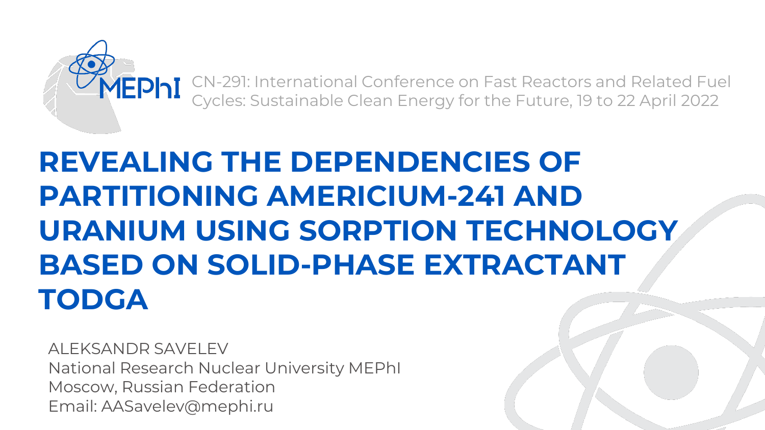MEPhI

CN-291: International Conference on Fast Reactors and Related Fuel Cycles: Sustainable Clean Energy for the Future, 19 to 22 April 2022

# REVEALING THE DEPENDENCIES OF PARTITIONING AMERICIUM-241 AND URANIUM USING SORPTION TECHNOLOGY BASED ON SOLID-PHASE EXTRACTANT TODGA

ALEKSANDR SAVELEV
National Research Nuclear University MEPhI
Moscow, Russian Federation
Email: AASavelev@mephi.ru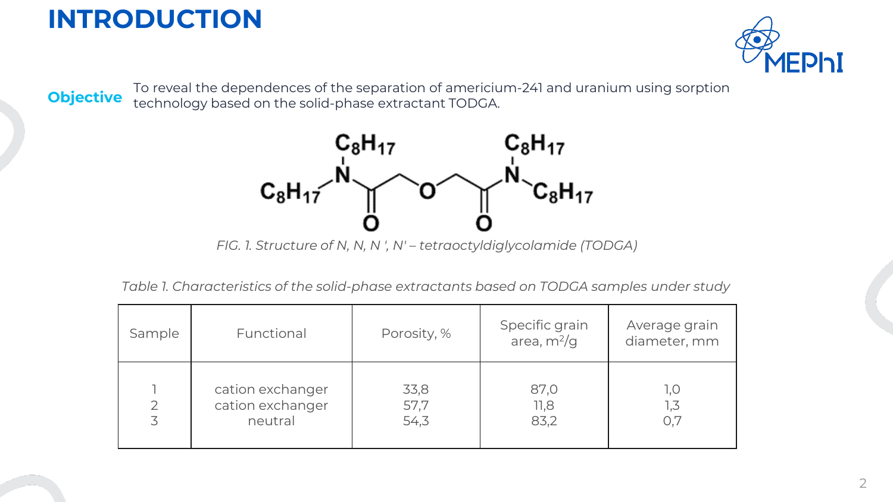# INTRODUCTION

**Objective** To reveal the dependences of the separation of americium-241 and uranium using sorption technology based on the solid-phase extractant TODGA.

*FIG. 1. Structure of N, N, N ', N' – tetraoctyldiglycolamide (TODGA)*

*Table 1. Characteristics of the solid-phase extractants based on TODGA samples under study*

| Sample | Functional | Porosity, % | Specific grain area, $m^2/g$ | Average grain diameter, mm |
|---|---|---|---|---|
| 1 | cation exchanger | 33,8 | 87,0 | 1,0 |
| 2 | cation exchanger | 57,7 | 11,8 | 1,3 |
| 3 | neutral | 54,3 | 83,2 | 0,7 |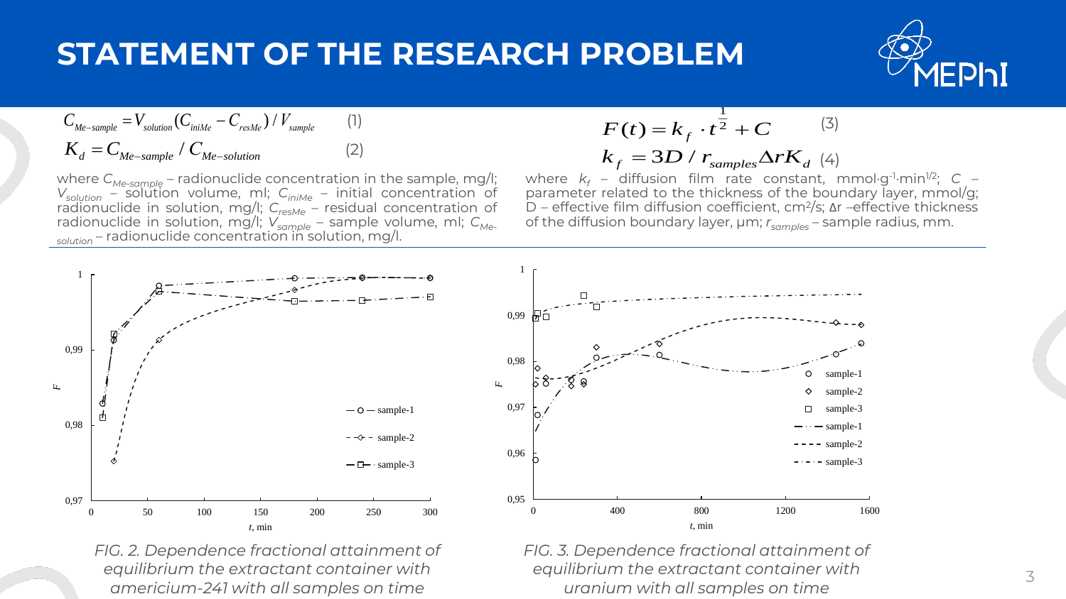# STATEMENT OF THE RESEARCH PROBLEM

$$C_{Me-sample} = V_{solution}(C_{iniMe} - C_{resMe}) / V_{sample} \quad (1)$$

$$K_d = C_{Me-sample} / C_{Me-solution} \quad (2)$$

where $C_{Me-sample}$ – radionuclide concentration in the sample, mg/l; $V_{solution}$ – solution volume, ml; $C_{iniMe}$ – initial concentration of radionuclide in solution, mg/l; $C_{resMe}$ – residual concentration of radionuclide in solution, mg/l; $V_{sample}$ – sample volume, ml; $C_{Me-solution}$ – radionuclide concentration in solution, mg/l.

$$F(t) = k_f \cdot t^{\frac{1}{2}} + C \quad (3)$$

$$k_f = 3D / r_{samples} \Delta r K_d \quad (4)$$

where $k_f$ – diffusion film rate constant, mmol·g$^{-1}$·min$^{1/2}$; $C$ – parameter related to the thickness of the boundary layer, mmol/g; D – effective film diffusion coefficient, cm$^2$/s; Δr –effective thickness of the diffusion boundary layer, μm; $r_{samples}$ – sample radius, mm.

FIG. 2. Dependence fractional attainment of equilibrium the extractant container with americium-241 with all samples on time

FIG. 3. Dependence fractional attainment of equilibrium the extractant container with uranium with all samples on time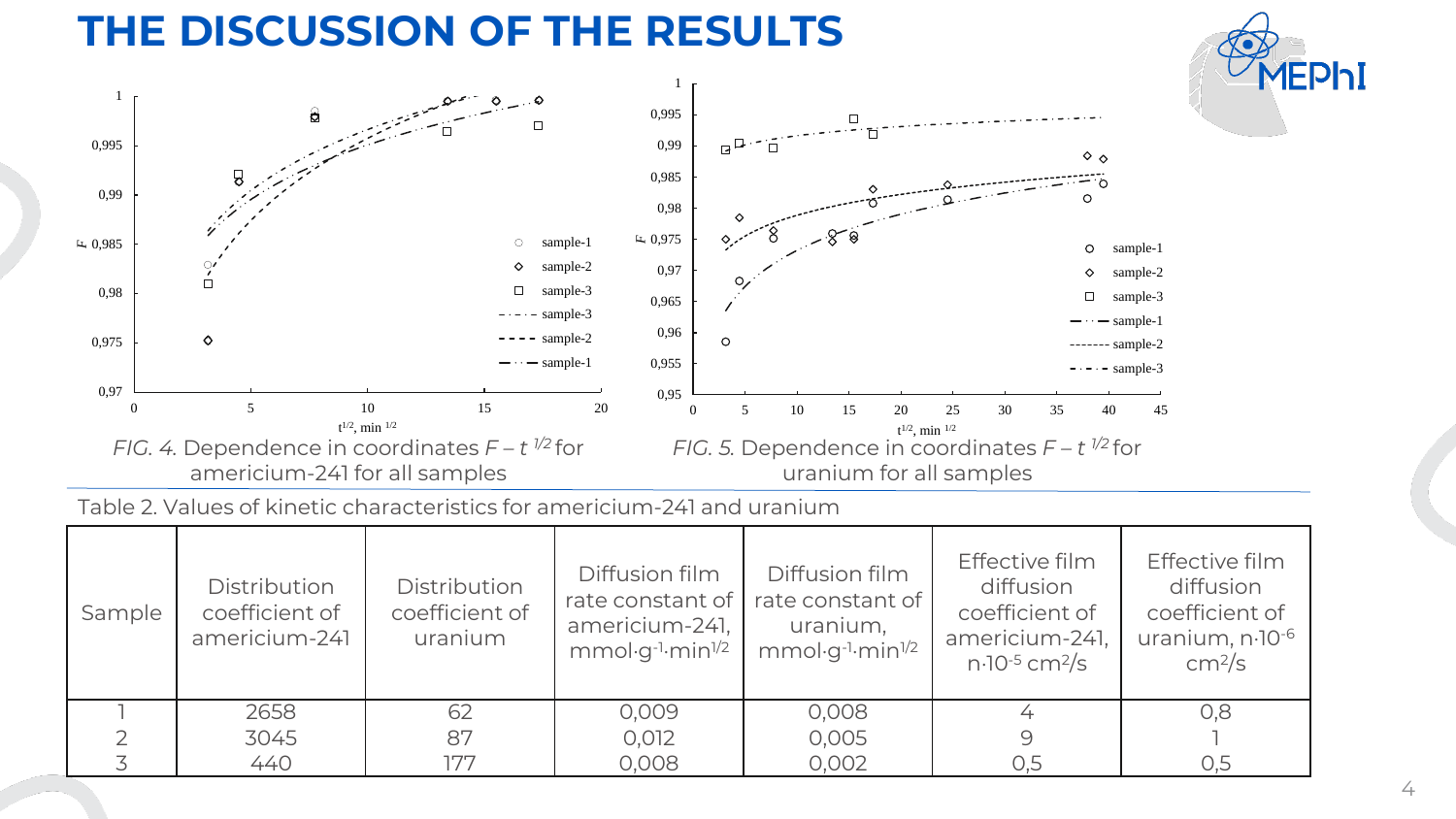# THE DISCUSSION OF THE RESULTS

*FIG. 4.* Dependence in coordinates $F – t^{1/2}$ for americium-241 for all samples

*FIG. 5.* Dependence in coordinates $F – t^{1/2}$ for uranium for all samples

Table 2. Values of kinetic characteristics for americium-241 and uranium

| Sample | Distribution coefficient of americium-241 | Distribution coefficient of uranium | Diffusion film rate constant of americium-241, mmol·g$^{-1}$·min$^{1/2}$ | Diffusion film rate constant of uranium, mmol·g$^{-1}$·min$^{1/2}$ | Effective film diffusion coefficient of americium-241, n·10$^{-5}$ cm$^2$/s | Effective film diffusion coefficient of uranium, n·10$^{-6}$ cm$^2$/s |
|---|---|---|---|---|---|---|
| 1 | 2658 | 62 | 0,009 | 0,008 | 4 | 0,8 |
| 2 | 3045 | 87 | 0,012 | 0,005 | 9 | 1 |
| 3 | 440 | 177 | 0,008 | 0,002 | 0,5 | 0,5 |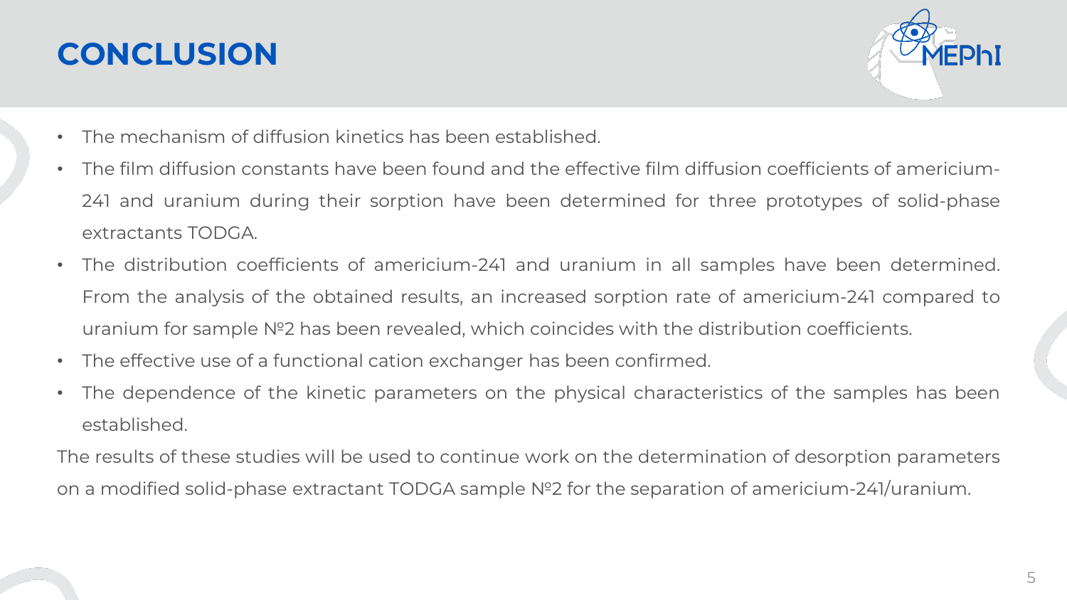# CONCLUSION

- The mechanism of diffusion kinetics has been established.
- The film diffusion constants have been found and the effective film diffusion coefficients of americium-241 and uranium during their sorption have been determined for three prototypes of solid-phase extractants TODGA.
- The distribution coefficients of americium-241 and uranium in all samples have been determined. From the analysis of the obtained results, an increased sorption rate of americium-241 compared to uranium for sample №2 has been revealed, which coincides with the distribution coefficients.
- The effective use of a functional cation exchanger has been confirmed.
- The dependence of the kinetic parameters on the physical characteristics of the samples has been established.

The results of these studies will be used to continue work on the determination of desorption parameters on a modified solid-phase extractant TODGA sample №2 for the separation of americium-241/uranium.